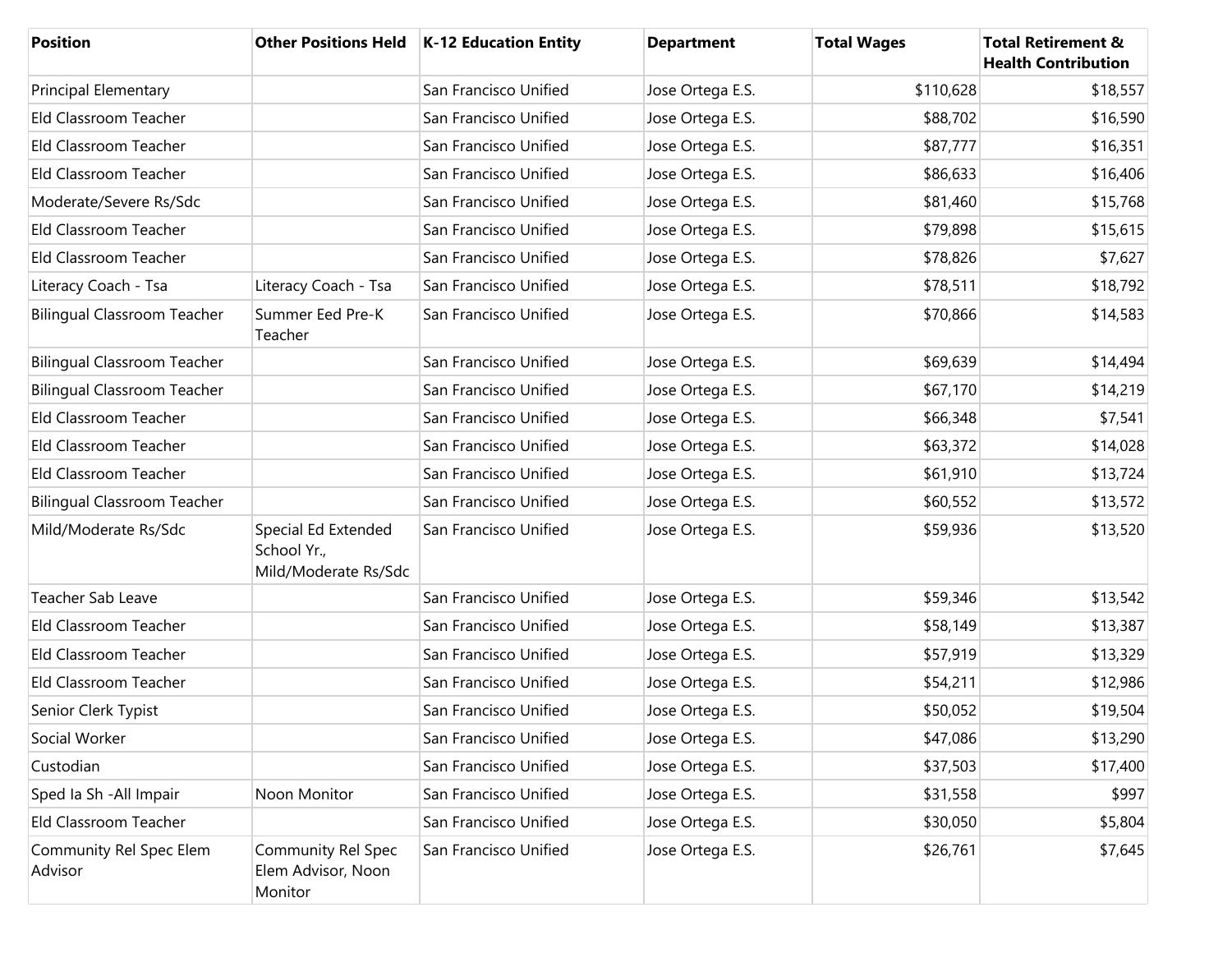| Position | Other Positions Held | K-12 Education Entity | Department | Total Wages | Total Retirement & Health Contribution |
|---|---|---|---|---|---|
| Principal Elementary | | San Francisco Unified | Jose Ortega E.S. | $110,628 | $18,557 |
| Eld Classroom Teacher | | San Francisco Unified | Jose Ortega E.S. | $88,702 | $16,590 |
| Eld Classroom Teacher | | San Francisco Unified | Jose Ortega E.S. | $87,777 | $16,351 |
| Eld Classroom Teacher | | San Francisco Unified | Jose Ortega E.S. | $86,633 | $16,406 |
| Moderate/Severe Rs/Sdc | | San Francisco Unified | Jose Ortega E.S. | $81,460 | $15,768 |
| Eld Classroom Teacher | | San Francisco Unified | Jose Ortega E.S. | $79,898 | $15,615 |
| Eld Classroom Teacher | | San Francisco Unified | Jose Ortega E.S. | $78,826 | $7,627 |
| Literacy Coach - Tsa | Literacy Coach - Tsa | San Francisco Unified | Jose Ortega E.S. | $78,511 | $18,792 |
| Bilingual Classroom Teacher | Summer Eed Pre-K Teacher | San Francisco Unified | Jose Ortega E.S. | $70,866 | $14,583 |
| Bilingual Classroom Teacher | | San Francisco Unified | Jose Ortega E.S. | $69,639 | $14,494 |
| Bilingual Classroom Teacher | | San Francisco Unified | Jose Ortega E.S. | $67,170 | $14,219 |
| Eld Classroom Teacher | | San Francisco Unified | Jose Ortega E.S. | $66,348 | $7,541 |
| Eld Classroom Teacher | | San Francisco Unified | Jose Ortega E.S. | $63,372 | $14,028 |
| Eld Classroom Teacher | | San Francisco Unified | Jose Ortega E.S. | $61,910 | $13,724 |
| Bilingual Classroom Teacher | | San Francisco Unified | Jose Ortega E.S. | $60,552 | $13,572 |
| Mild/Moderate Rs/Sdc | Special Ed Extended School Yr., Mild/Moderate Rs/Sdc | San Francisco Unified | Jose Ortega E.S. | $59,936 | $13,520 |
| Teacher Sab Leave | | San Francisco Unified | Jose Ortega E.S. | $59,346 | $13,542 |
| Eld Classroom Teacher | | San Francisco Unified | Jose Ortega E.S. | $58,149 | $13,387 |
| Eld Classroom Teacher | | San Francisco Unified | Jose Ortega E.S. | $57,919 | $13,329 |
| Eld Classroom Teacher | | San Francisco Unified | Jose Ortega E.S. | $54,211 | $12,986 |
| Senior Clerk Typist | | San Francisco Unified | Jose Ortega E.S. | $50,052 | $19,504 |
| Social Worker | | San Francisco Unified | Jose Ortega E.S. | $47,086 | $13,290 |
| Custodian | | San Francisco Unified | Jose Ortega E.S. | $37,503 | $17,400 |
| Sped Ia Sh -All Impair | Noon Monitor | San Francisco Unified | Jose Ortega E.S. | $31,558 | $997 |
| Eld Classroom Teacher | | San Francisco Unified | Jose Ortega E.S. | $30,050 | $5,804 |
| Community Rel Spec Elem Advisor | Community Rel Spec Elem Advisor, Noon Monitor | San Francisco Unified | Jose Ortega E.S. | $26,761 | $7,645 |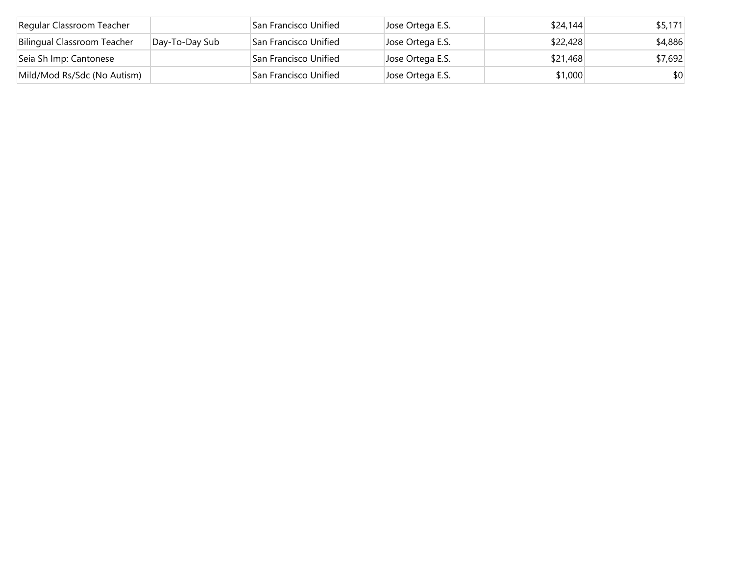| | | | | | |
|---|---|---|---|---|---|
| Regular Classroom Teacher | | San Francisco Unified | Jose Ortega E.S. | $24,144 | $5,171 |
| Bilingual Classroom Teacher | Day-To-Day Sub | San Francisco Unified | Jose Ortega E.S. | $22,428 | $4,886 |
| Seia Sh Imp: Cantonese | | San Francisco Unified | Jose Ortega E.S. | $21,468 | $7,692 |
| Mild/Mod Rs/Sdc (No Autism) | | San Francisco Unified | Jose Ortega E.S. | $1,000 | $0 |